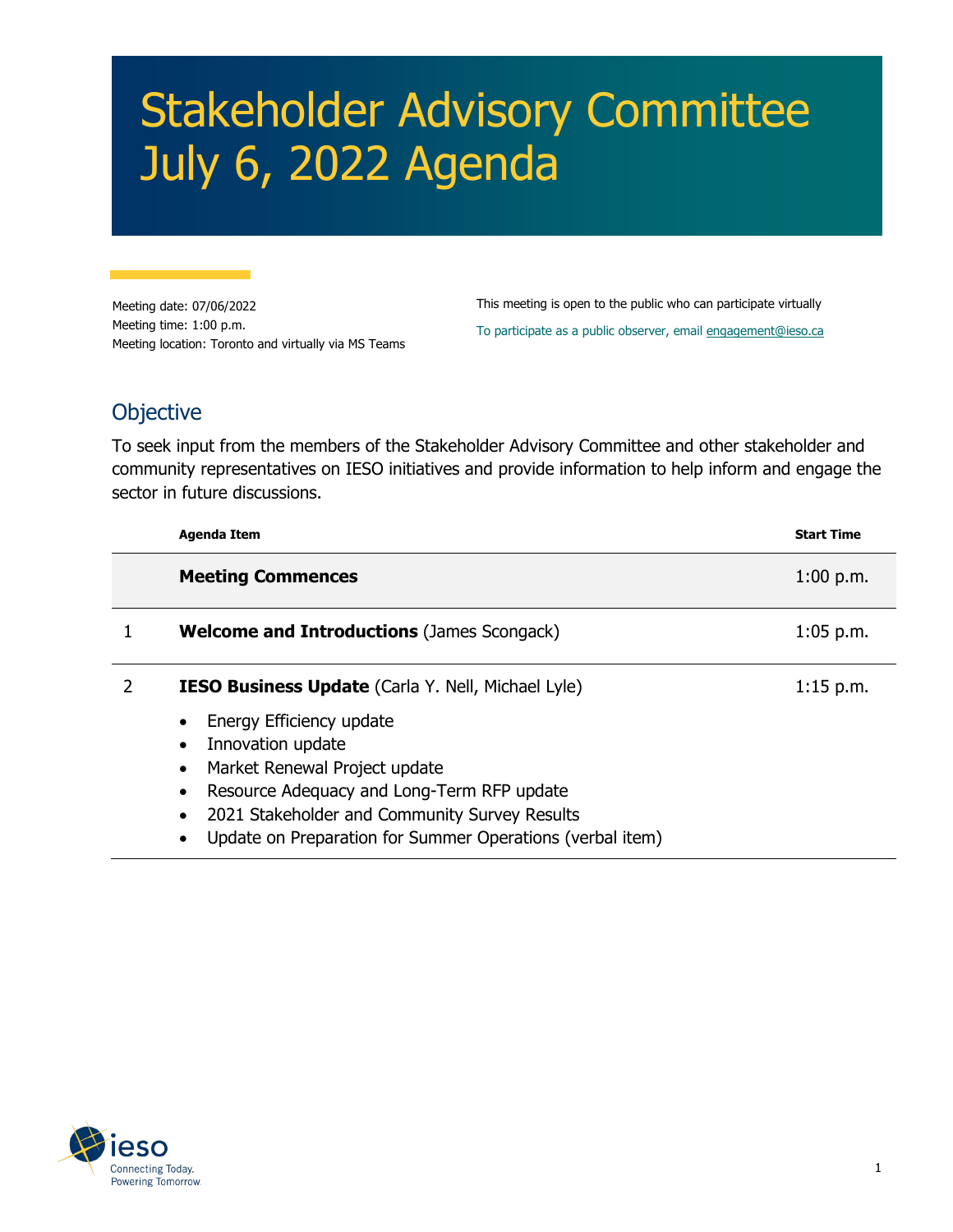# Stakeholder Advisory Committee July 6, 2022 Agenda

Meeting date: 07/06/2022
Meeting time: 1:00 p.m.
Meeting location: Toronto and virtually via MS Teams

This meeting is open to the public who can participate virtually

To participate as a public observer, email engagement@ieso.ca

## Objective

To seek input from the members of the Stakeholder Advisory Committee and other stakeholder and community representatives on IESO initiatives and provide information to help inform and engage the sector in future discussions.

| | Agenda Item | Start Time |
|---|---|---|
| | **Meeting Commences** | 1:00 p.m. |
| 1 | **Welcome and Introductions** (James Scongack) | 1:05 p.m. |
| 2 | **IESO Business Update** (Carla Y. Nell, Michael Lyle)<br>• Energy Efficiency update<br>• Innovation update<br>• Market Renewal Project update<br>• Resource Adequacy and Long-Term RFP update<br>• 2021 Stakeholder and Community Survey Results<br>• Update on Preparation for Summer Operations (verbal item) | 1:15 p.m. |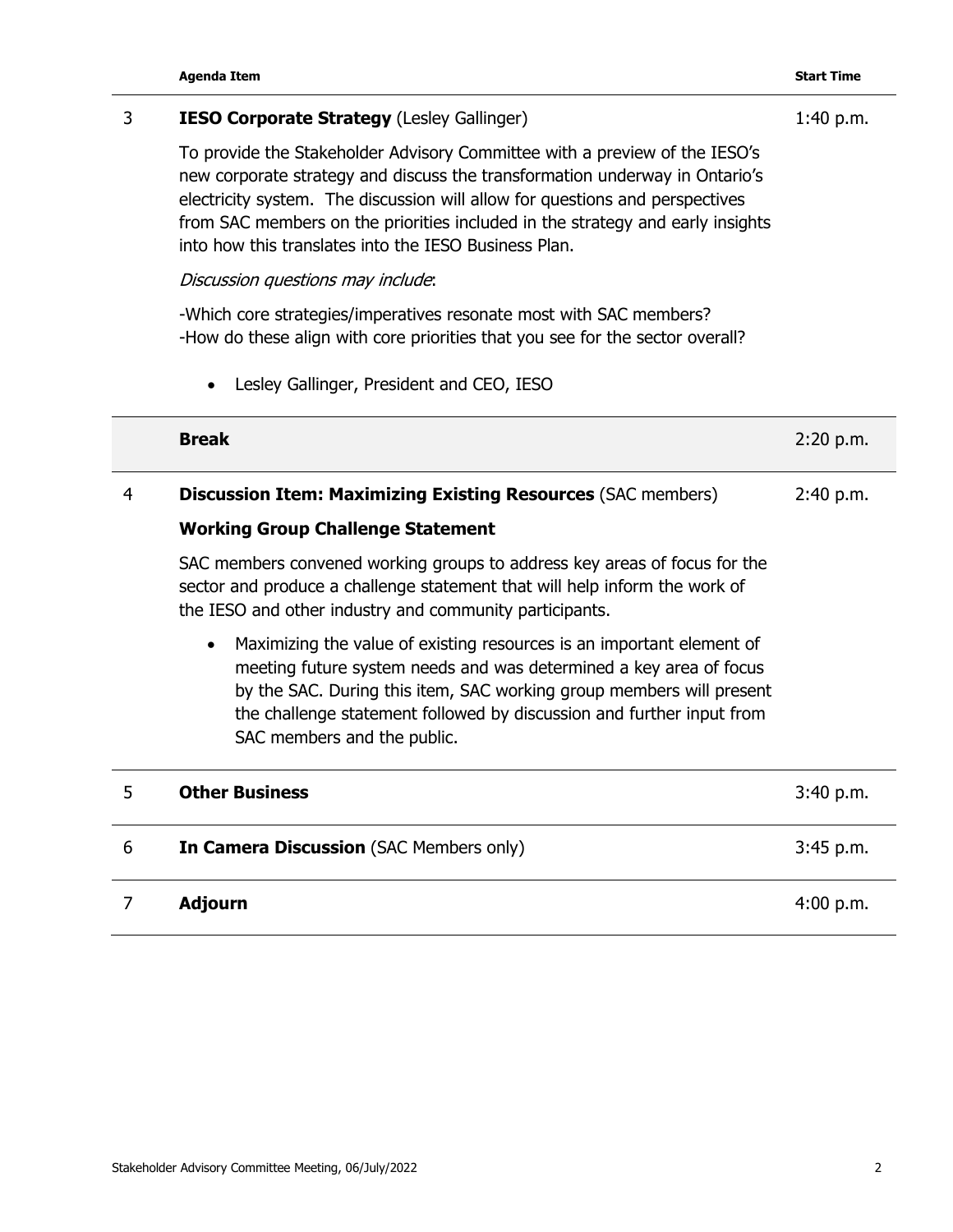| Agenda Item | | Start Time |
|---|---|---|
| 3 | **IESO Corporate Strategy** (Lesley Gallinger)<br><br>To provide the Stakeholder Advisory Committee with a preview of the IESO's new corporate strategy and discuss the transformation underway in Ontario's electricity system. The discussion will allow for questions and perspectives from SAC members on the priorities included in the strategy and early insights into how this translates into the IESO Business Plan.<br><br>*Discussion questions may include*:<br><br>-Which core strategies/imperatives resonate most with SAC members?<br>-How do these align with core priorities that you see for the sector overall?<br><br>• Lesley Gallinger, President and CEO, IESO | 1:40 p.m. |
| | **Break** | 2:20 p.m. |
| 4 | **Discussion Item: Maximizing Existing Resources** (SAC members)<br><br>**Working Group Challenge Statement**<br><br>SAC members convened working groups to address key areas of focus for the sector and produce a challenge statement that will help inform the work of the IESO and other industry and community participants.<br><br>• Maximizing the value of existing resources is an important element of meeting future system needs and was determined a key area of focus by the SAC. During this item, SAC working group members will present the challenge statement followed by discussion and further input from SAC members and the public. | 2:40 p.m. |
| 5 | **Other Business** | 3:40 p.m. |
| 6 | **In Camera Discussion** (SAC Members only) | 3:45 p.m. |
| 7 | **Adjourn** | 4:00 p.m. |

Stakeholder Advisory Committee Meeting, 06/July/2022